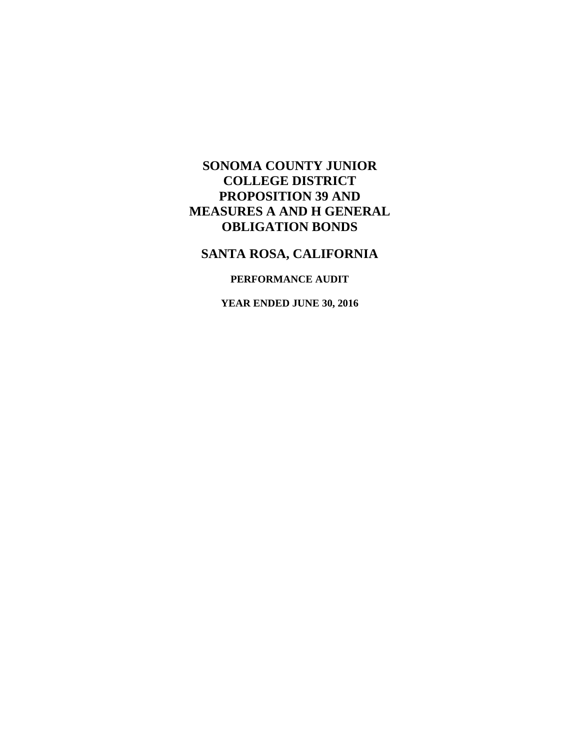# SONOMA COUNTY JUNIOR COLLEGE DISTRICT PROPOSITION 39 AND MEASURES A AND H GENERAL OBLIGATION BONDS

## SANTA ROSA, CALIFORNIA

### PERFORMANCE AUDIT

### YEAR ENDED JUNE 30, 2016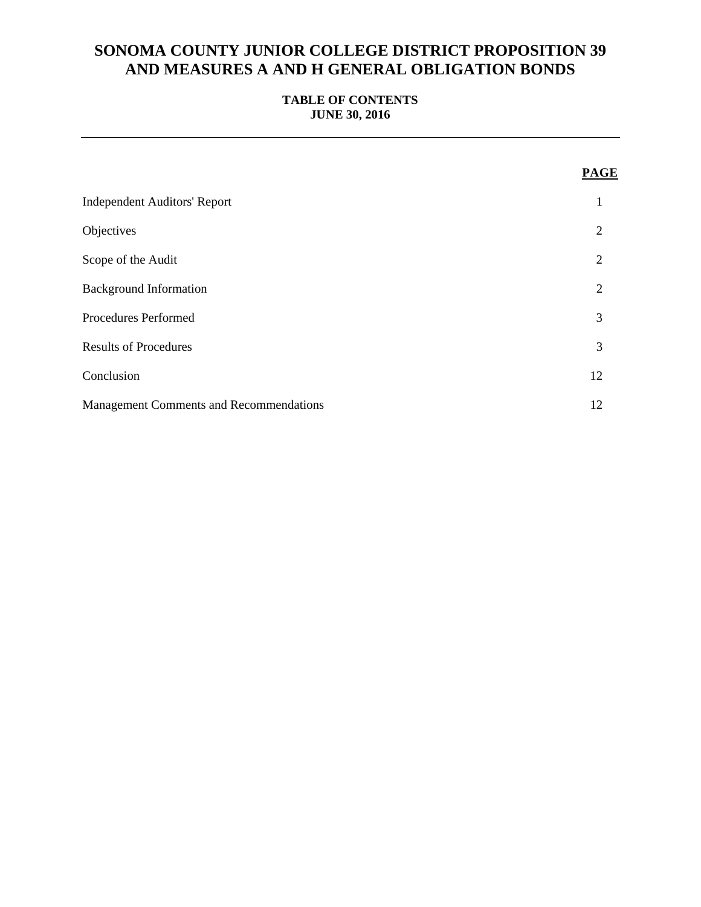# SONOMA COUNTY JUNIOR COLLEGE DISTRICT PROPOSITION 39 AND MEASURES A AND H GENERAL OBLIGATION BONDS

**TABLE OF CONTENTS**
**JUNE 30, 2016**

| | PAGE |
|---|---|
| Independent Auditors' Report | 1 |
| Objectives | 2 |
| Scope of the Audit | 2 |
| Background Information | 2 |
| Procedures Performed | 3 |
| Results of Procedures | 3 |
| Conclusion | 12 |
| Management Comments and Recommendations | 12 |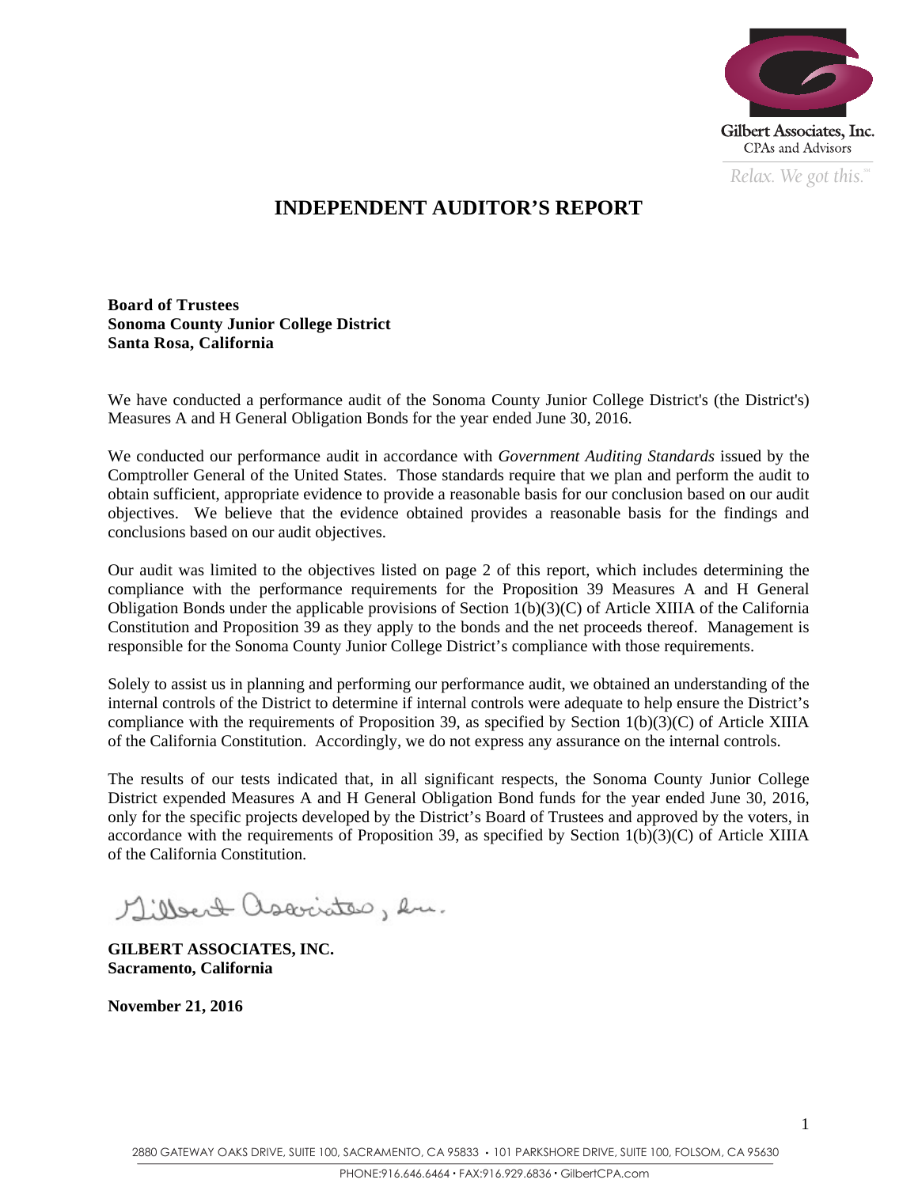Gilbert Associates, Inc.
CPAs and Advisors

*Relax. We got this.*

# INDEPENDENT AUDITOR'S REPORT

**Board of Trustees**
**Sonoma County Junior College District**
**Santa Rosa, California**

We have conducted a performance audit of the Sonoma County Junior College District's (the District's) Measures A and H General Obligation Bonds for the year ended June 30, 2016.

We conducted our performance audit in accordance with *Government Auditing Standards* issued by the Comptroller General of the United States. Those standards require that we plan and perform the audit to obtain sufficient, appropriate evidence to provide a reasonable basis for our conclusion based on our audit objectives. We believe that the evidence obtained provides a reasonable basis for the findings and conclusions based on our audit objectives.

Our audit was limited to the objectives listed on page 2 of this report, which includes determining the compliance with the performance requirements for the Proposition 39 Measures A and H General Obligation Bonds under the applicable provisions of Section 1(b)(3)(C) of Article XIIIA of the California Constitution and Proposition 39 as they apply to the bonds and the net proceeds thereof. Management is responsible for the Sonoma County Junior College District's compliance with those requirements.

Solely to assist us in planning and performing our performance audit, we obtained an understanding of the internal controls of the District to determine if internal controls were adequate to help ensure the District's compliance with the requirements of Proposition 39, as specified by Section 1(b)(3)(C) of Article XIIIA of the California Constitution. Accordingly, we do not express any assurance on the internal controls.

The results of our tests indicated that, in all significant respects, the Sonoma County Junior College District expended Measures A and H General Obligation Bond funds for the year ended June 30, 2016, only for the specific projects developed by the District's Board of Trustees and approved by the voters, in accordance with the requirements of Proposition 39, as specified by Section 1(b)(3)(C) of Article XIIIA of the California Constitution.

*Gilbert Associates, Inc.*

**GILBERT ASSOCIATES, INC.**
**Sacramento, California**

**November 21, 2016**

2880 GATEWAY OAKS DRIVE, SUITE 100, SACRAMENTO, CA 95833 • 101 PARKSHORE DRIVE, SUITE 100, FOLSOM, CA 95630
PHONE:916.646.6464 • FAX:916.929.6836 • GilbertCPA.com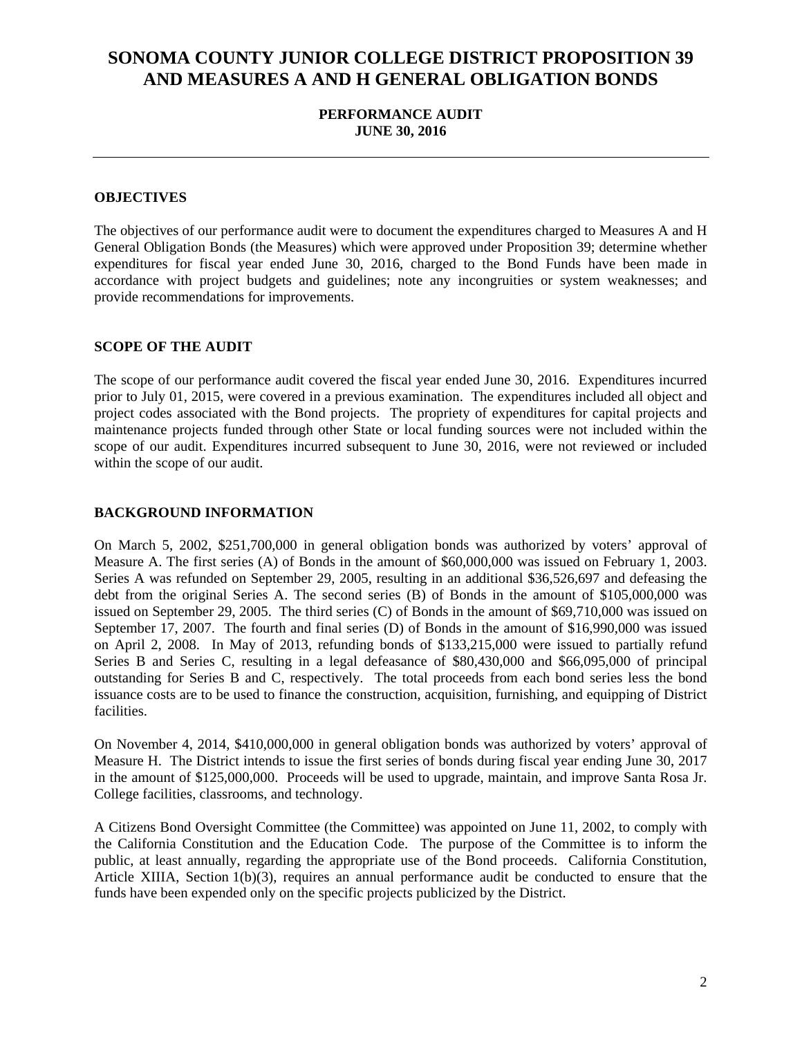# SONOMA COUNTY JUNIOR COLLEGE DISTRICT PROPOSITION 39 AND MEASURES A AND H GENERAL OBLIGATION BONDS

**PERFORMANCE AUDIT**
**JUNE 30, 2016**

## OBJECTIVES

The objectives of our performance audit were to document the expenditures charged to Measures A and H General Obligation Bonds (the Measures) which were approved under Proposition 39; determine whether expenditures for fiscal year ended June 30, 2016, charged to the Bond Funds have been made in accordance with project budgets and guidelines; note any incongruities or system weaknesses; and provide recommendations for improvements.

## SCOPE OF THE AUDIT

The scope of our performance audit covered the fiscal year ended June 30, 2016. Expenditures incurred prior to July 01, 2015, were covered in a previous examination. The expenditures included all object and project codes associated with the Bond projects. The propriety of expenditures for capital projects and maintenance projects funded through other State or local funding sources were not included within the scope of our audit. Expenditures incurred subsequent to June 30, 2016, were not reviewed or included within the scope of our audit.

## BACKGROUND INFORMATION

On March 5, 2002, $251,700,000 in general obligation bonds was authorized by voters' approval of Measure A. The first series (A) of Bonds in the amount of $60,000,000 was issued on February 1, 2003. Series A was refunded on September 29, 2005, resulting in an additional $36,526,697 and defeasing the debt from the original Series A. The second series (B) of Bonds in the amount of $105,000,000 was issued on September 29, 2005. The third series (C) of Bonds in the amount of $69,710,000 was issued on September 17, 2007. The fourth and final series (D) of Bonds in the amount of $16,990,000 was issued on April 2, 2008. In May of 2013, refunding bonds of $133,215,000 were issued to partially refund Series B and Series C, resulting in a legal defeasance of $80,430,000 and $66,095,000 of principal outstanding for Series B and C, respectively. The total proceeds from each bond series less the bond issuance costs are to be used to finance the construction, acquisition, furnishing, and equipping of District facilities.

On November 4, 2014, $410,000,000 in general obligation bonds was authorized by voters' approval of Measure H. The District intends to issue the first series of bonds during fiscal year ending June 30, 2017 in the amount of $125,000,000. Proceeds will be used to upgrade, maintain, and improve Santa Rosa Jr. College facilities, classrooms, and technology.

A Citizens Bond Oversight Committee (the Committee) was appointed on June 11, 2002, to comply with the California Constitution and the Education Code. The purpose of the Committee is to inform the public, at least annually, regarding the appropriate use of the Bond proceeds. California Constitution, Article XIIIA, Section 1(b)(3), requires an annual performance audit be conducted to ensure that the funds have been expended only on the specific projects publicized by the District.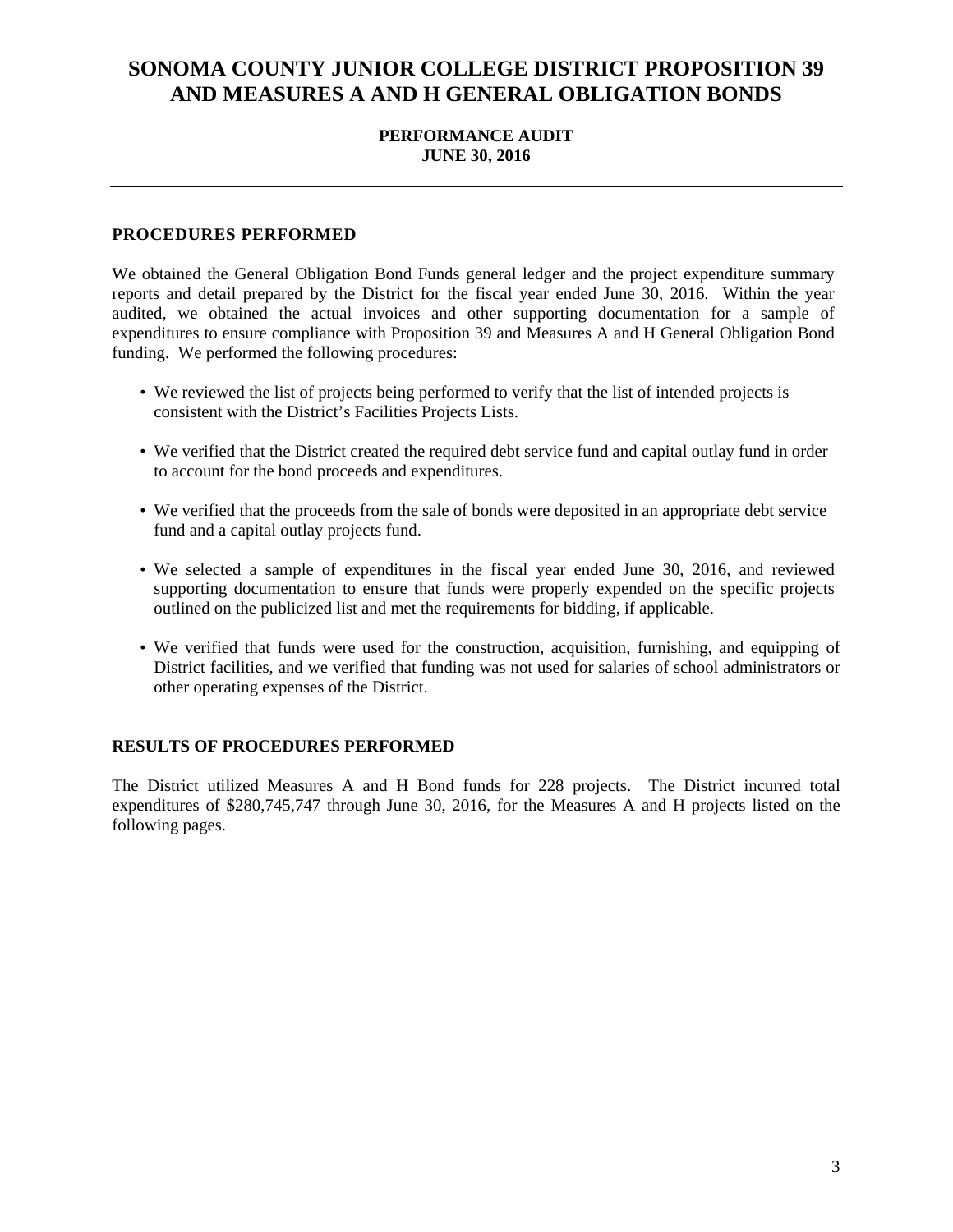# SONOMA COUNTY JUNIOR COLLEGE DISTRICT PROPOSITION 39 AND MEASURES A AND H GENERAL OBLIGATION BONDS

**PERFORMANCE AUDIT**
**JUNE 30, 2016**

---

## PROCEDURES PERFORMED

We obtained the General Obligation Bond Funds general ledger and the project expenditure summary reports and detail prepared by the District for the fiscal year ended June 30, 2016. Within the year audited, we obtained the actual invoices and other supporting documentation for a sample of expenditures to ensure compliance with Proposition 39 and Measures A and H General Obligation Bond funding. We performed the following procedures:

- We reviewed the list of projects being performed to verify that the list of intended projects is consistent with the District's Facilities Projects Lists.
- We verified that the District created the required debt service fund and capital outlay fund in order to account for the bond proceeds and expenditures.
- We verified that the proceeds from the sale of bonds were deposited in an appropriate debt service fund and a capital outlay projects fund.
- We selected a sample of expenditures in the fiscal year ended June 30, 2016, and reviewed supporting documentation to ensure that funds were properly expended on the specific projects outlined on the publicized list and met the requirements for bidding, if applicable.
- We verified that funds were used for the construction, acquisition, furnishing, and equipping of District facilities, and we verified that funding was not used for salaries of school administrators or other operating expenses of the District.

## RESULTS OF PROCEDURES PERFORMED

The District utilized Measures A and H Bond funds for 228 projects. The District incurred total expenditures of $280,745,747 through June 30, 2016, for the Measures A and H projects listed on the following pages.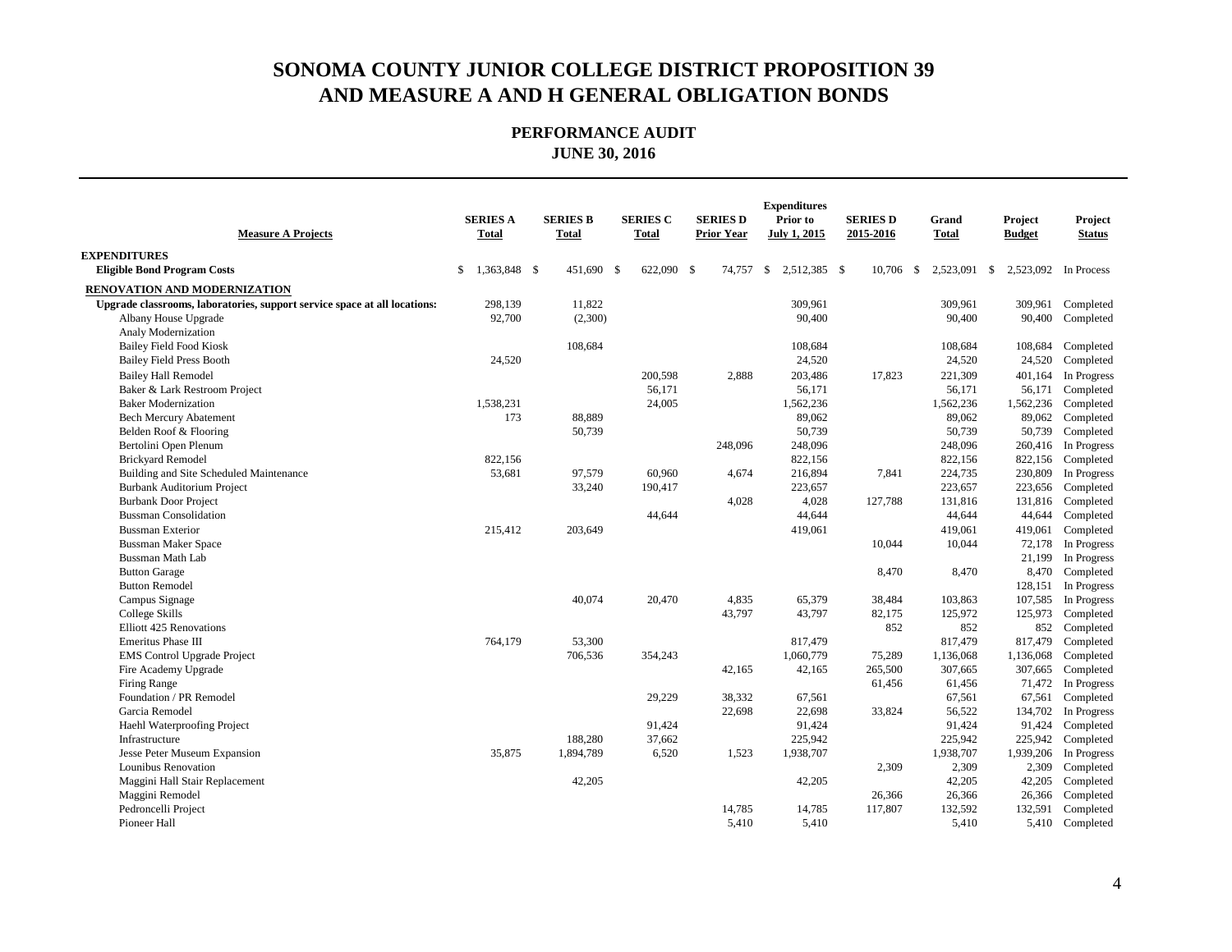# SONOMA COUNTY JUNIOR COLLEGE DISTRICT PROPOSITION 39 AND MEASURE A AND H GENERAL OBLIGATION BONDS

## PERFORMANCE AUDIT
### JUNE 30, 2016

| Measure A Projects | SERIES A Total | SERIES B Total | SERIES C Total | SERIES D Prior Year | Expenditures Prior to July 1, 2015 | SERIES D 2015-2016 | Grand Total | Project Budget | Project Status |
|---|---|---|---|---|---|---|---|---|---|
| **EXPENDITURES** | | | | | | | | | |
| **Eligible Bond Program Costs** | $ 1,363,848 | $ 451,690 | $ 622,090 | $ 74,757 | $ 2,512,385 | $ 10,706 | $ 2,523,091 | $ 2,523,092 | In Process |
| **RENOVATION AND MODERNIZATION** | | | | | | | | | |
| **Upgrade classrooms, laboratories, support service space at all locations:** | 298,139 | 11,822 | | | 309,961 | | 309,961 | 309,961 | Completed |
| Albany House Upgrade | 92,700 | (2,300) | | | 90,400 | | 90,400 | 90,400 | Completed |
| Analy Modernization | | | | | | | | | |
| Bailey Field Food Kiosk | | 108,684 | | | 108,684 | | 108,684 | 108,684 | Completed |
| Bailey Field Press Booth | 24,520 | | | | 24,520 | | 24,520 | 24,520 | Completed |
| Bailey Hall Remodel | | | 200,598 | 2,888 | 203,486 | 17,823 | 221,309 | 401,164 | In Progress |
| Baker & Lark Restroom Project | | | 56,171 | | 56,171 | | 56,171 | 56,171 | Completed |
| Baker Modernization | 1,538,231 | | 24,005 | | 1,562,236 | | 1,562,236 | 1,562,236 | Completed |
| Bech Mercury Abatement | 173 | 88,889 | | | 89,062 | | 89,062 | 89,062 | Completed |
| Belden Roof & Flooring | | 50,739 | | | 50,739 | | 50,739 | 50,739 | Completed |
| Bertolini Open Plenum | | | | 248,096 | 248,096 | | 248,096 | 260,416 | In Progress |
| Brickyard Remodel | 822,156 | | | | 822,156 | | 822,156 | 822,156 | Completed |
| Building and Site Scheduled Maintenance | 53,681 | 97,579 | 60,960 | 4,674 | 216,894 | 7,841 | 224,735 | 230,809 | In Progress |
| Burbank Auditorium Project | | 33,240 | 190,417 | | 223,657 | | 223,657 | 223,656 | Completed |
| Burbank Door Project | | | | 4,028 | 4,028 | 127,788 | 131,816 | 131,816 | Completed |
| Bussman Consolidation | | | 44,644 | | 44,644 | | 44,644 | 44,644 | Completed |
| Bussman Exterior | 215,412 | 203,649 | | | 419,061 | | 419,061 | 419,061 | Completed |
| Bussman Maker Space | | | | | | 10,044 | 10,044 | 72,178 | In Progress |
| Bussman Math Lab | | | | | | | | 21,199 | In Progress |
| Button Garage | | | | | | 8,470 | 8,470 | 8,470 | Completed |
| Button Remodel | | | | | | | | 128,151 | In Progress |
| Campus Signage | | 40,074 | 20,470 | 4,835 | 65,379 | 38,484 | 103,863 | 107,585 | In Progress |
| College Skills | | | | 43,797 | 43,797 | 82,175 | 125,972 | 125,973 | Completed |
| Elliott 425 Renovations | | | | | | 852 | 852 | 852 | Completed |
| Emeritus Phase III | 764,179 | 53,300 | | | 817,479 | | 817,479 | 817,479 | Completed |
| EMS Control Upgrade Project | | 706,536 | 354,243 | | 1,060,779 | 75,289 | 1,136,068 | 1,136,068 | Completed |
| Fire Academy Upgrade | | | | 42,165 | 42,165 | 265,500 | 307,665 | 307,665 | Completed |
| Firing Range | | | | | | 61,456 | 61,456 | 71,472 | In Progress |
| Foundation / PR Remodel | | | 29,229 | 38,332 | 67,561 | | 67,561 | 67,561 | Completed |
| Garcia Remodel | | | | 22,698 | 22,698 | 33,824 | 56,522 | 134,702 | In Progress |
| Haehl Waterproofing Project | | | 91,424 | | 91,424 | | 91,424 | 91,424 | Completed |
| Infrastructure | | 188,280 | 37,662 | | 225,942 | | 225,942 | 225,942 | Completed |
| Jesse Peter Museum Expansion | 35,875 | 1,894,789 | 6,520 | 1,523 | 1,938,707 | | 1,938,707 | 1,939,206 | In Progress |
| Lounibus Renovation | | | | | | 2,309 | 2,309 | 2,309 | Completed |
| Maggini Hall Stair Replacement | | 42,205 | | | 42,205 | | 42,205 | 42,205 | Completed |
| Maggini Remodel | | | | | | 26,366 | 26,366 | 26,366 | Completed |
| Pedroncelli Project | | | | 14,785 | 14,785 | 117,807 | 132,592 | 132,591 | Completed |
| Pioneer Hall | | | | 5,410 | 5,410 | | 5,410 | 5,410 | Completed |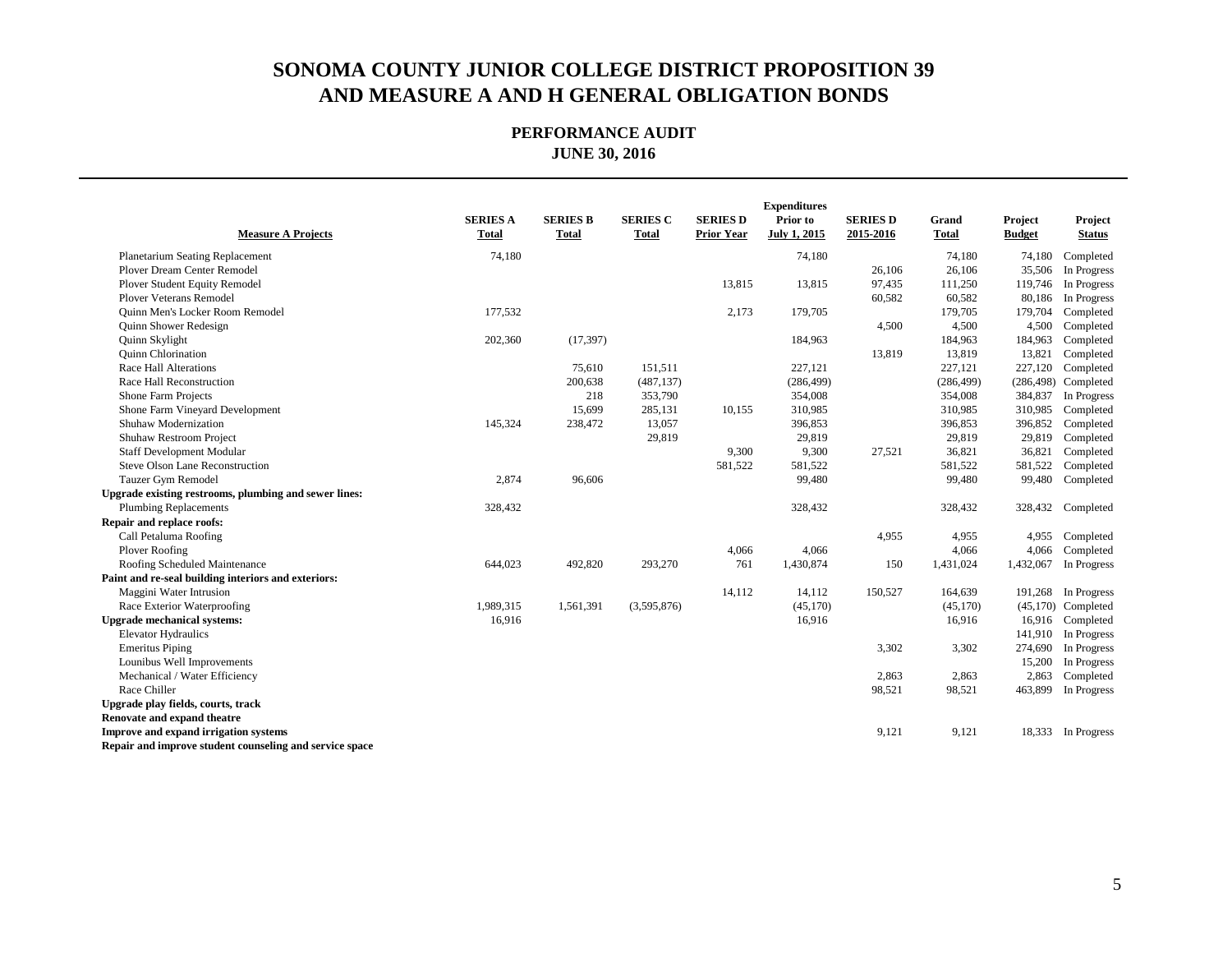# SONOMA COUNTY JUNIOR COLLEGE DISTRICT PROPOSITION 39 AND MEASURE A AND H GENERAL OBLIGATION BONDS

## PERFORMANCE AUDIT

### JUNE 30, 2016

| Measure A Projects | SERIES A Total | SERIES B Total | SERIES C Total | SERIES D Prior Year | Expenditures Prior to July 1, 2015 | SERIES D 2015-2016 | Grand Total | Project Budget | Project Status |
|---|---|---|---|---|---|---|---|---|---|
| Planetarium Seating Replacement | 74,180 | | | | 74,180 | | 74,180 | 74,180 | Completed |
| Plover Dream Center Remodel | | | | | | 26,106 | 26,106 | 35,506 | In Progress |
| Plover Student Equity Remodel | | | | 13,815 | 13,815 | 97,435 | 111,250 | 119,746 | In Progress |
| Plover Veterans Remodel | | | | | | 60,582 | 60,582 | 80,186 | In Progress |
| Quinn Men's Locker Room Remodel | 177,532 | | | 2,173 | 179,705 | | 179,705 | 179,704 | Completed |
| Quinn Shower Redesign | | | | | | 4,500 | 4,500 | 4,500 | Completed |
| Quinn Skylight | 202,360 | (17,397) | | | 184,963 | | 184,963 | 184,963 | Completed |
| Quinn Chlorination | | | | | | 13,819 | 13,819 | 13,821 | Completed |
| Race Hall Alterations | | 75,610 | 151,511 | | 227,121 | | 227,121 | 227,120 | Completed |
| Race Hall Reconstruction | | 200,638 | (487,137) | | (286,499) | | (286,499) | (286,498) | Completed |
| Shone Farm Projects | | 218 | 353,790 | | 354,008 | | 354,008 | 384,837 | In Progress |
| Shone Farm Vineyard Development | | 15,699 | 285,131 | 10,155 | 310,985 | | 310,985 | 310,985 | Completed |
| Shuhaw Modernization | 145,324 | 238,472 | 13,057 | | 396,853 | | 396,853 | 396,852 | Completed |
| Shuhaw Restroom Project | | | 29,819 | | 29,819 | | 29,819 | 29,819 | Completed |
| Staff Development Modular | | | | 9,300 | 9,300 | 27,521 | 36,821 | 36,821 | Completed |
| Steve Olson Lane Reconstruction | | | | 581,522 | 581,522 | | 581,522 | 581,522 | Completed |
| Tauzer Gym Remodel | 2,874 | 96,606 | | | 99,480 | | 99,480 | 99,480 | Completed |
| **Upgrade existing restrooms, plumbing and sewer lines:** | | | | | | | | | |
| Plumbing Replacements | 328,432 | | | | 328,432 | | 328,432 | 328,432 | Completed |
| **Repair and replace roofs:** | | | | | | | | | |
| Call Petaluma Roofing | | | | | | 4,955 | 4,955 | 4,955 | Completed |
| Plover Roofing | | | | 4,066 | 4,066 | | 4,066 | 4,066 | Completed |
| Roofing Scheduled Maintenance | 644,023 | 492,820 | 293,270 | 761 | 1,430,874 | 150 | 1,431,024 | 1,432,067 | In Progress |
| **Paint and re-seal building interiors and exteriors:** | | | | | | | | | |
| Maggini Water Intrusion | | | | 14,112 | 14,112 | 150,527 | 164,639 | 191,268 | In Progress |
| Race Exterior Waterproofing | 1,989,315 | 1,561,391 | (3,595,876) | | (45,170) | | (45,170) | (45,170) | Completed |
| **Upgrade mechanical systems:** | 16,916 | | | | 16,916 | | 16,916 | 16,916 | Completed |
| Elevator Hydraulics | | | | | | | | 141,910 | In Progress |
| Emeritus Piping | | | | | | 3,302 | 3,302 | 274,690 | In Progress |
| Lounibus Well Improvements | | | | | | | | 15,200 | In Progress |
| Mechanical / Water Efficiency | | | | | | 2,863 | 2,863 | 2,863 | Completed |
| Race Chiller | | | | | | 98,521 | 98,521 | 463,899 | In Progress |
| **Upgrade play fields, courts, track** | | | | | | | | | |
| **Renovate and expand theatre** | | | | | | | | | |
| **Improve and expand irrigation systems** | | | | | | 9,121 | 9,121 | 18,333 | In Progress |
| **Repair and improve student counseling and service space** | | | | | | | | | |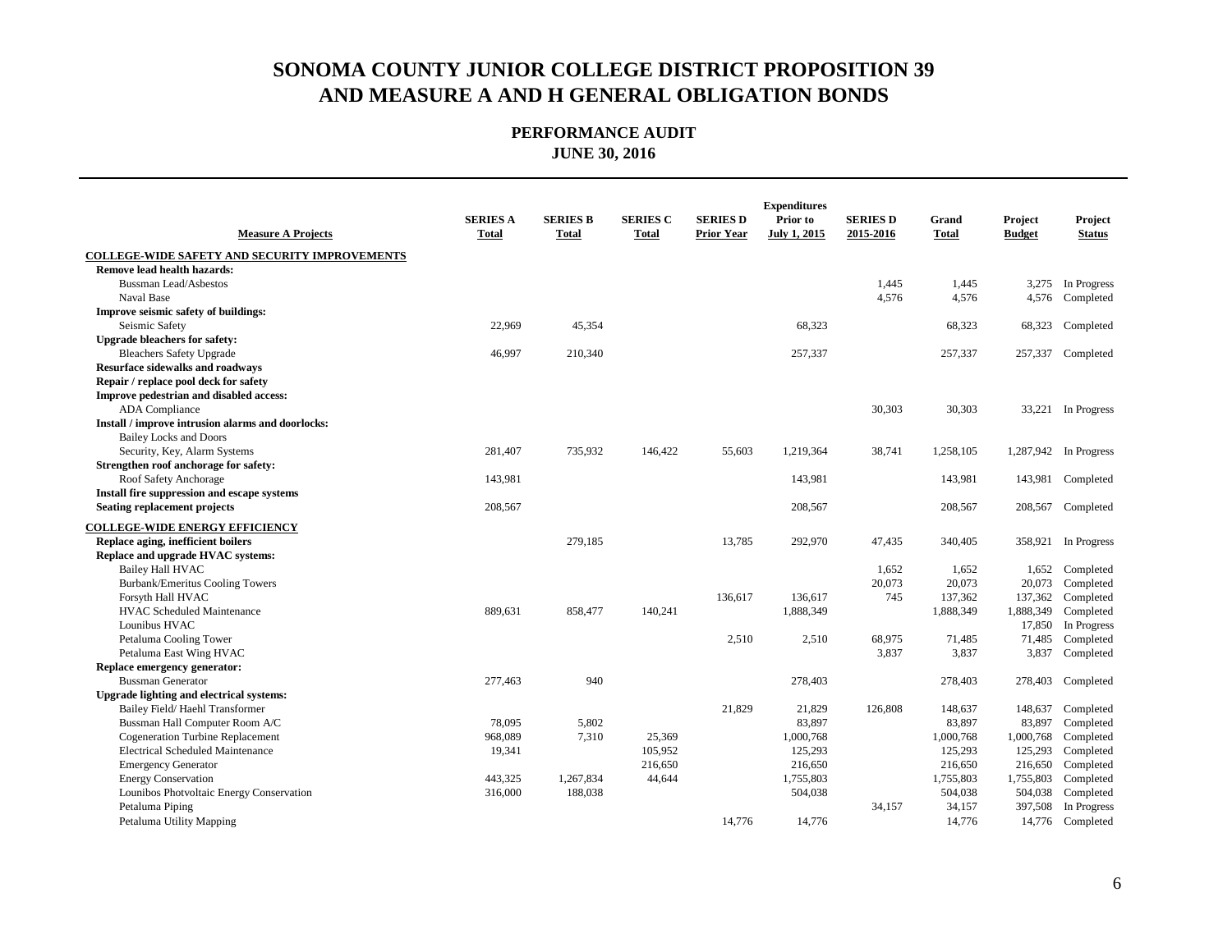# SONOMA COUNTY JUNIOR COLLEGE DISTRICT PROPOSITION 39 AND MEASURE A AND H GENERAL OBLIGATION BONDS

## PERFORMANCE AUDIT
## JUNE 30, 2016

| Measure A Projects | SERIES A Total | SERIES B Total | SERIES C Total | SERIES D Prior Year | Expenditures Prior to July 1, 2015 | SERIES D 2015-2016 | Grand Total | Project Budget | Project Status |
|---|---|---|---|---|---|---|---|---|---|
| **COLLEGE-WIDE SAFETY AND SECURITY IMPROVEMENTS** | | | | | | | | | |
| **Remove lead health hazards:** | | | | | | | | | |
| Bussman Lead/Asbestos | | | | | | 1,445 | 1,445 | 3,275 | In Progress |
| Naval Base | | | | | | 4,576 | 4,576 | 4,576 | Completed |
| **Improve seismic safety of buildings:** | | | | | | | | | |
| Seismic Safety | 22,969 | 45,354 | | | 68,323 | | 68,323 | 68,323 | Completed |
| **Upgrade bleachers for safety:** | | | | | | | | | |
| Bleachers Safety Upgrade | 46,997 | 210,340 | | | 257,337 | | 257,337 | 257,337 | Completed |
| **Resurface sidewalks and roadways** | | | | | | | | | |
| **Repair / replace pool deck for safety** | | | | | | | | | |
| **Improve pedestrian and disabled access:** | | | | | | | | | |
| ADA Compliance | | | | | | 30,303 | 30,303 | 33,221 | In Progress |
| **Install / improve intrusion alarms and doorlocks:** | | | | | | | | | |
| Bailey Locks and Doors | | | | | | | | | |
| Security, Key, Alarm Systems | 281,407 | 735,932 | 146,422 | 55,603 | 1,219,364 | 38,741 | 1,258,105 | 1,287,942 | In Progress |
| **Strengthen roof anchorage for safety:** | | | | | | | | | |
| Roof Safety Anchorage | 143,981 | | | | 143,981 | | 143,981 | 143,981 | Completed |
| **Install fire suppression and escape systems** | | | | | | | | | |
| **Seating replacement projects** | 208,567 | | | | 208,567 | | 208,567 | 208,567 | Completed |
| **COLLEGE-WIDE ENERGY EFFICIENCY** | | | | | | | | | |
| **Replace aging, inefficient boilers** | | 279,185 | | 13,785 | 292,970 | 47,435 | 340,405 | 358,921 | In Progress |
| **Replace and upgrade HVAC systems:** | | | | | | | | | |
| Bailey Hall HVAC | | | | | | 1,652 | 1,652 | 1,652 | Completed |
| Burbank/Emeritus Cooling Towers | | | | | | 20,073 | 20,073 | 20,073 | Completed |
| Forsyth Hall HVAC | | | | 136,617 | 136,617 | 745 | 137,362 | 137,362 | Completed |
| HVAC Scheduled Maintenance | 889,631 | 858,477 | 140,241 | | 1,888,349 | | 1,888,349 | 1,888,349 | Completed |
| Lounibus HVAC | | | | | | | | 17,850 | In Progress |
| Petaluma Cooling Tower | | | | 2,510 | 2,510 | 68,975 | 71,485 | 71,485 | Completed |
| Petaluma East Wing HVAC | | | | | | 3,837 | 3,837 | 3,837 | Completed |
| **Replace emergency generator:** | | | | | | | | | |
| Bussman Generator | 277,463 | 940 | | | 278,403 | | 278,403 | 278,403 | Completed |
| **Upgrade lighting and electrical systems:** | | | | | | | | | |
| Bailey Field/ Haehl Transformer | | | | 21,829 | 21,829 | 126,808 | 148,637 | 148,637 | Completed |
| Bussman Hall Computer Room A/C | 78,095 | 5,802 | | | 83,897 | | 83,897 | 83,897 | Completed |
| Cogeneration Turbine Replacement | 968,089 | 7,310 | 25,369 | | 1,000,768 | | 1,000,768 | 1,000,768 | Completed |
| Electrical Scheduled Maintenance | 19,341 | | 105,952 | | 125,293 | | 125,293 | 125,293 | Completed |
| Emergency Generator | | | 216,650 | | 216,650 | | 216,650 | 216,650 | Completed |
| Energy Conservation | 443,325 | 1,267,834 | 44,644 | | 1,755,803 | | 1,755,803 | 1,755,803 | Completed |
| Lounibos Photvoltaic Energy Conservation | 316,000 | 188,038 | | | 504,038 | | 504,038 | 504,038 | Completed |
| Petaluma Piping | | | | | | 34,157 | 34,157 | 397,508 | In Progress |
| Petaluma Utility Mapping | | | | 14,776 | 14,776 | | 14,776 | 14,776 | Completed |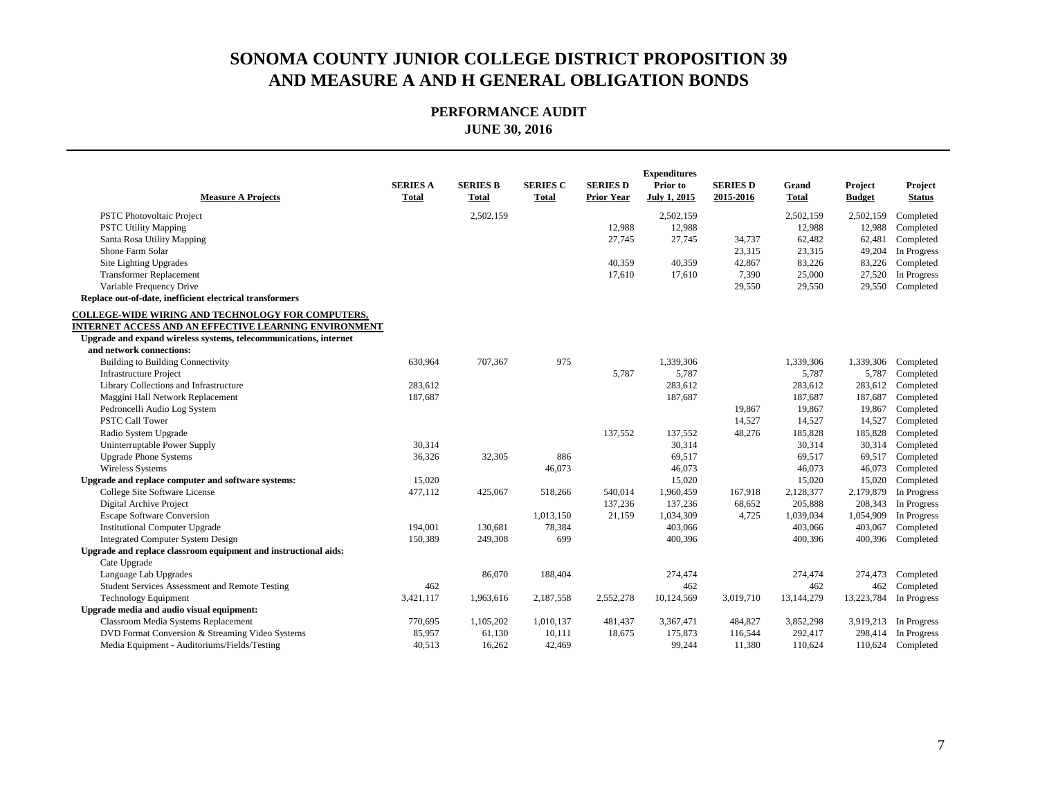# SONOMA COUNTY JUNIOR COLLEGE DISTRICT PROPOSITION 39 AND MEASURE A AND H GENERAL OBLIGATION BONDS

## PERFORMANCE AUDIT
### JUNE 30, 2016

| Measure A Projects | SERIES A Total | SERIES B Total | SERIES C Total | SERIES D Prior Year | Expenditures Prior to July 1, 2015 | SERIES D 2015-2016 | Grand Total | Project Budget | Project Status |
|---|---|---|---|---|---|---|---|---|---|
| PSTC Photovoltaic Project | | 2,502,159 | | | 2,502,159 | | 2,502,159 | 2,502,159 | Completed |
| PSTC Utility Mapping | | | | 12,988 | 12,988 | | 12,988 | 12,988 | Completed |
| Santa Rosa Utility Mapping | | | | 27,745 | 27,745 | 34,737 | 62,482 | 62,481 | Completed |
| Shone Farm Solar | | | | | | 23,315 | 23,315 | 49,204 | In Progress |
| Site Lighting Upgrades | | | | 40,359 | 40,359 | 42,867 | 83,226 | 83,226 | Completed |
| Transformer Replacement | | | | 17,610 | 17,610 | 7,390 | 25,000 | 27,520 | In Progress |
| Variable Frequency Drive | | | | | | 29,550 | 29,550 | 29,550 | Completed |
| **Replace out-of-date, inefficient electrical transformers** | | | | | | | | | |
| **COLLEGE-WIDE WIRING AND TECHNOLOGY FOR COMPUTERS, INTERNET ACCESS AND AN EFFECTIVE LEARNING ENVIRONMENT** | | | | | | | | | |
| **Upgrade and expand wireless systems, telecommunications, internet and network connections:** | | | | | | | | | |
| Building to Building Connectivity | 630,964 | 707,367 | 975 | | 1,339,306 | | 1,339,306 | 1,339,306 | Completed |
| Infrastructure Project | | | | 5,787 | 5,787 | | 5,787 | 5,787 | Completed |
| Library Collections and Infrastructure | 283,612 | | | | 283,612 | | 283,612 | 283,612 | Completed |
| Maggini Hall Network Replacement | 187,687 | | | | 187,687 | | 187,687 | 187,687 | Completed |
| Pedroncelli Audio Log System | | | | | | 19,867 | 19,867 | 19,867 | Completed |
| PSTC Call Tower | | | | | | 14,527 | 14,527 | 14,527 | Completed |
| Radio System Upgrade | | | | 137,552 | 137,552 | 48,276 | 185,828 | 185,828 | Completed |
| Uninterruptable Power Supply | 30,314 | | | | 30,314 | | 30,314 | 30,314 | Completed |
| Upgrade Phone Systems | 36,326 | 32,305 | 886 | | 69,517 | | 69,517 | 69,517 | Completed |
| Wireless Systems | | | 46,073 | | 46,073 | | 46,073 | 46,073 | Completed |
| **Upgrade and replace computer and software systems:** | 15,020 | | | | 15,020 | | 15,020 | 15,020 | Completed |
| College Site Software License | 477,112 | 425,067 | 518,266 | 540,014 | 1,960,459 | 167,918 | 2,128,377 | 2,179,879 | In Progress |
| Digital Archive Project | | | | 137,236 | 137,236 | 68,652 | 205,888 | 208,343 | In Progress |
| Escape Software Conversion | | | 1,013,150 | 21,159 | 1,034,309 | 4,725 | 1,039,034 | 1,054,909 | In Progress |
| Institutional Computer Upgrade | 194,001 | 130,681 | 78,384 | | 403,066 | | 403,066 | 403,067 | Completed |
| Integrated Computer System Design | 150,389 | 249,308 | 699 | | 400,396 | | 400,396 | 400,396 | Completed |
| **Upgrade and replace classroom equipment and instructional aids:** | | | | | | | | | |
| Cate Upgrade | | | | | | | | | |
| Language Lab Upgrades | | 86,070 | 188,404 | | 274,474 | | 274,474 | 274,473 | Completed |
| Student Services Assessment and Remote Testing | 462 | | | | 462 | | 462 | 462 | Completed |
| Technology Equipment | 3,421,117 | 1,963,616 | 2,187,558 | 2,552,278 | 10,124,569 | 3,019,710 | 13,144,279 | 13,223,784 | In Progress |
| **Upgrade media and audio visual equipment:** | | | | | | | | | |
| Classroom Media Systems Replacement | 770,695 | 1,105,202 | 1,010,137 | 481,437 | 3,367,471 | 484,827 | 3,852,298 | 3,919,213 | In Progress |
| DVD Format Conversion & Streaming Video Systems | 85,957 | 61,130 | 10,111 | 18,675 | 175,873 | 116,544 | 292,417 | 298,414 | In Progress |
| Media Equipment - Auditoriums/Fields/Testing | 40,513 | 16,262 | 42,469 | | 99,244 | 11,380 | 110,624 | 110,624 | Completed |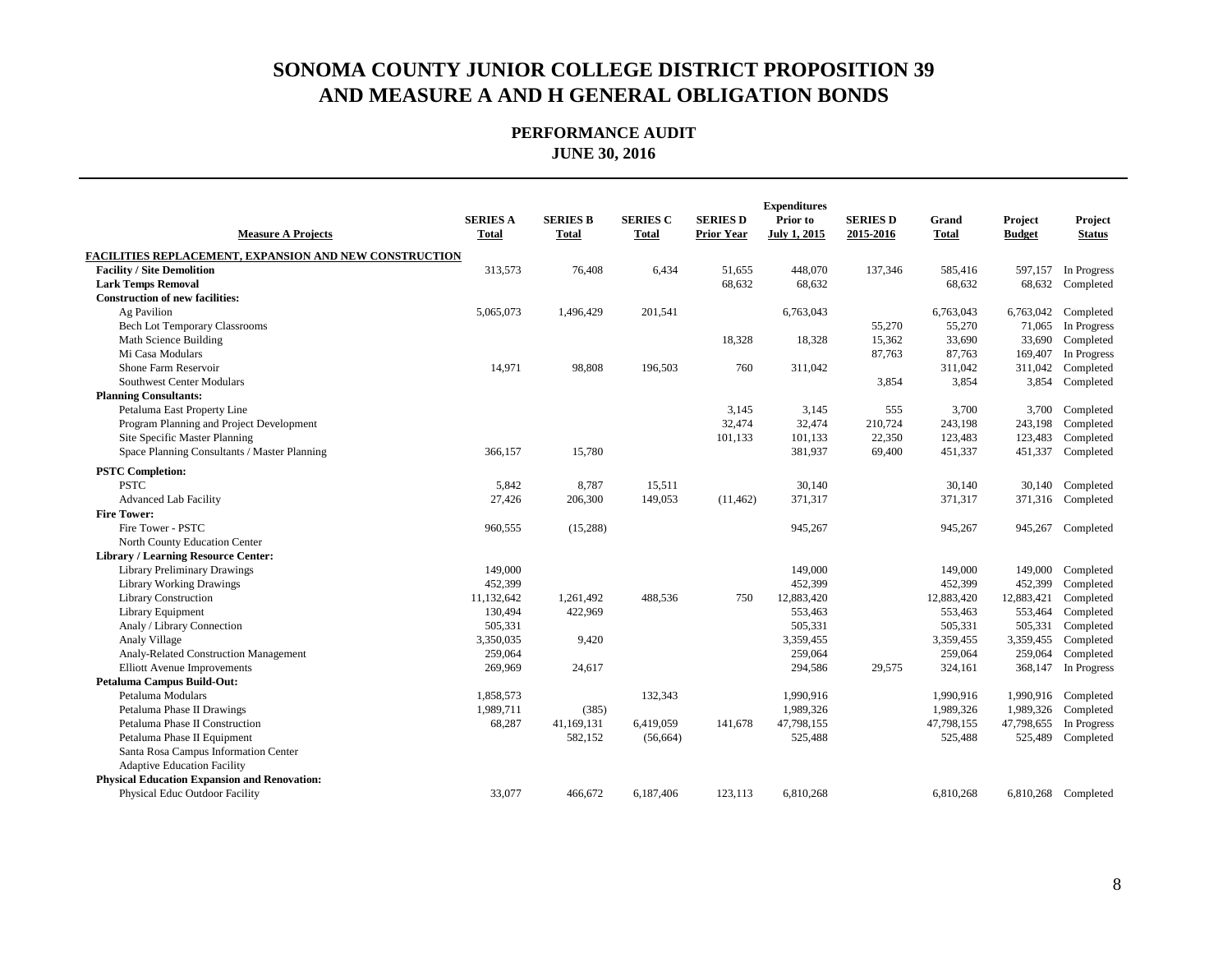# SONOMA COUNTY JUNIOR COLLEGE DISTRICT PROPOSITION 39 AND MEASURE A AND H GENERAL OBLIGATION BONDS

## PERFORMANCE AUDIT

### JUNE 30, 2016

| Measure A Projects | SERIES A Total | SERIES B Total | SERIES C Total | SERIES D Prior Year | Expenditures Prior to July 1, 2015 | SERIES D 2015-2016 | Grand Total | Project Budget | Project Status |
|---|---|---|---|---|---|---|---|---|---|
| **FACILITIES REPLACEMENT, EXPANSION AND NEW CONSTRUCTION** | | | | | | | | | |
| **Facility / Site Demolition** | 313,573 | 76,408 | 6,434 | 51,655 | 448,070 | 137,346 | 585,416 | 597,157 | In Progress |
| **Lark Temps Removal** | | | | 68,632 | 68,632 | | 68,632 | 68,632 | Completed |
| **Construction of new facilities:** | | | | | | | | | |
| Ag Pavilion | 5,065,073 | 1,496,429 | 201,541 | | 6,763,043 | | 6,763,043 | 6,763,042 | Completed |
| Bech Lot Temporary Classrooms | | | | | | 55,270 | 55,270 | 71,065 | In Progress |
| Math Science Building | | | | 18,328 | 18,328 | 15,362 | 33,690 | 33,690 | Completed |
| Mi Casa Modulars | | | | | | 87,763 | 87,763 | 169,407 | In Progress |
| Shone Farm Reservoir | 14,971 | 98,808 | 196,503 | 760 | 311,042 | | 311,042 | 311,042 | Completed |
| Southwest Center Modulars | | | | | | 3,854 | 3,854 | 3,854 | Completed |
| **Planning Consultants:** | | | | | | | | | |
| Petaluma East Property Line | | | | 3,145 | 3,145 | 555 | 3,700 | 3,700 | Completed |
| Program Planning and Project Development | | | | 32,474 | 32,474 | 210,724 | 243,198 | 243,198 | Completed |
| Site Specific Master Planning | | | | 101,133 | 101,133 | 22,350 | 123,483 | 123,483 | Completed |
| Space Planning Consultants / Master Planning | 366,157 | 15,780 | | | 381,937 | 69,400 | 451,337 | 451,337 | Completed |
| **PSTC Completion:** | | | | | | | | | |
| PSTC | 5,842 | 8,787 | 15,511 | | 30,140 | | 30,140 | 30,140 | Completed |
| Advanced Lab Facility | 27,426 | 206,300 | 149,053 | (11,462) | 371,317 | | 371,317 | 371,316 | Completed |
| **Fire Tower:** | | | | | | | | | |
| Fire Tower - PSTC | 960,555 | (15,288) | | | 945,267 | | 945,267 | 945,267 | Completed |
| North County Education Center | | | | | | | | | |
| **Library / Learning Resource Center:** | | | | | | | | | |
| Library Preliminary Drawings | 149,000 | | | | 149,000 | | 149,000 | 149,000 | Completed |
| Library Working Drawings | 452,399 | | | | 452,399 | | 452,399 | 452,399 | Completed |
| Library Construction | 11,132,642 | 1,261,492 | 488,536 | 750 | 12,883,420 | | 12,883,420 | 12,883,421 | Completed |
| Library Equipment | 130,494 | 422,969 | | | 553,463 | | 553,463 | 553,464 | Completed |
| Analy / Library Connection | 505,331 | | | | 505,331 | | 505,331 | 505,331 | Completed |
| Analy Village | 3,350,035 | 9,420 | | | 3,359,455 | | 3,359,455 | 3,359,455 | Completed |
| Analy-Related Construction Management | 259,064 | | | | 259,064 | | 259,064 | 259,064 | Completed |
| Elliott Avenue Improvements | 269,969 | 24,617 | | | 294,586 | 29,575 | 324,161 | 368,147 | In Progress |
| **Petaluma Campus Build-Out:** | | | | | | | | | |
| Petaluma Modulars | 1,858,573 | | 132,343 | | 1,990,916 | | 1,990,916 | 1,990,916 | Completed |
| Petaluma Phase II Drawings | 1,989,711 | (385) | | | 1,989,326 | | 1,989,326 | 1,989,326 | Completed |
| Petaluma Phase II Construction | 68,287 | 41,169,131 | 6,419,059 | 141,678 | 47,798,155 | | 47,798,155 | 47,798,655 | In Progress |
| Petaluma Phase II Equipment | | 582,152 | (56,664) | | 525,488 | | 525,488 | 525,489 | Completed |
| Santa Rosa Campus Information Center | | | | | | | | | |
| Adaptive Education Facility | | | | | | | | | |
| **Physical Education Expansion and Renovation:** | | | | | | | | | |
| Physical Educ Outdoor Facility | 33,077 | 466,672 | 6,187,406 | 123,113 | 6,810,268 | | 6,810,268 | 6,810,268 | Completed |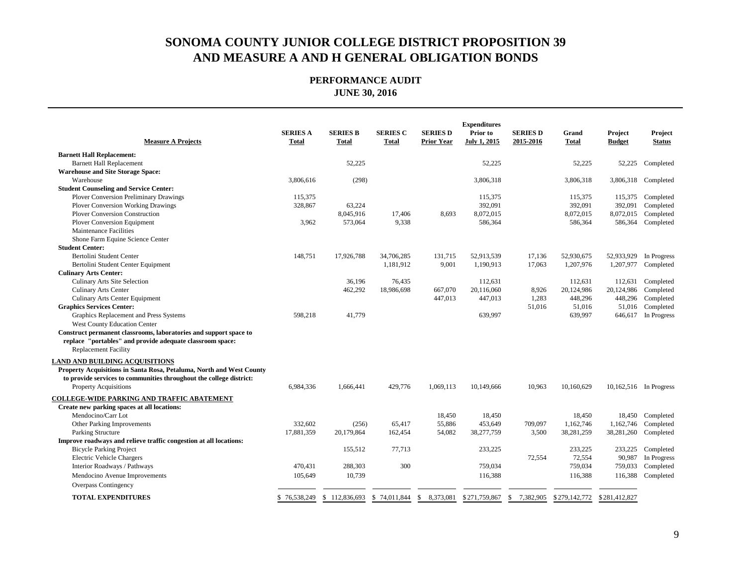# SONOMA COUNTY JUNIOR COLLEGE DISTRICT PROPOSITION 39 AND MEASURE A AND H GENERAL OBLIGATION BONDS

## PERFORMANCE AUDIT
### JUNE 30, 2016

| Measure A Projects | SERIES A Total | SERIES B Total | SERIES C Total | SERIES D Prior Year | Expenditures Prior to July 1, 2015 | SERIES D 2015-2016 | Grand Total | Project Budget | Project Status |
|---|---|---|---|---|---|---|---|---|---|
| **Barnett Hall Replacement:** | | | | | | | | | |
| Barnett Hall Replacement | | 52,225 | | | 52,225 | | 52,225 | 52,225 | Completed |
| **Warehouse and Site Storage Space:** | | | | | | | | | |
| Warehouse | 3,806,616 | (298) | | | 3,806,318 | | 3,806,318 | 3,806,318 | Completed |
| **Student Counseling and Service Center:** | | | | | | | | | |
| Plover Conversion Preliminary Drawings | 115,375 | | | | 115,375 | | 115,375 | 115,375 | Completed |
| Plover Conversion Working Drawings | 328,867 | 63,224 | | | 392,091 | | 392,091 | 392,091 | Completed |
| Plover Conversion Construction | | 8,045,916 | 17,406 | 8,693 | 8,072,015 | | 8,072,015 | 8,072,015 | Completed |
| Plover Conversion Equipment | 3,962 | 573,064 | 9,338 | | 586,364 | | 586,364 | 586,364 | Completed |
| Maintenance Facilities | | | | | | | | | |
| Shone Farm Equine Science Center | | | | | | | | | |
| **Student Center:** | | | | | | | | | |
| Bertolini Student Center | 148,751 | 17,926,788 | 34,706,285 | 131,715 | 52,913,539 | 17,136 | 52,930,675 | 52,933,929 | In Progress |
| Bertolini Student Center Equipment | | | 1,181,912 | 9,001 | 1,190,913 | 17,063 | 1,207,976 | 1,207,977 | Completed |
| **Culinary Arts Center:** | | | | | | | | | |
| Culinary Arts Site Selection | | 36,196 | 76,435 | | 112,631 | | 112,631 | 112,631 | Completed |
| Culinary Arts Center | | 462,292 | 18,986,698 | 667,070 | 20,116,060 | 8,926 | 20,124,986 | 20,124,986 | Completed |
| Culinary Arts Center Equipment | | | | 447,013 | 447,013 | 1,283 | 448,296 | 448,296 | Completed |
| **Graphics Services Center:** | | | | | | 51,016 | 51,016 | 51,016 | Completed |
| Graphics Replacement and Press Systems | 598,218 | 41,779 | | | 639,997 | | 639,997 | 646,617 | In Progress |
| West County Education Center | | | | | | | | | |
| **Construct permanent classrooms, laboratories and support space to replace "portables" and provide adequate classroom space:** | | | | | | | | | |
| Replacement Facility | | | | | | | | | |
| **LAND AND BUILDING ACQUISITIONS** | | | | | | | | | |
| **Property Acquisitions in Santa Rosa, Petaluma, North and West County to provide services to communities throughout the college district:** | | | | | | | | | |
| Property Acquisitions | 6,984,336 | 1,666,441 | 429,776 | 1,069,113 | 10,149,666 | 10,963 | 10,160,629 | 10,162,516 | In Progress |
| **COLLEGE-WIDE PARKING AND TRAFFIC ABATEMENT** | | | | | | | | | |
| **Create new parking spaces at all locations:** | | | | | | | | | |
| Mendocino/Carr Lot | | | | 18,450 | 18,450 | | 18,450 | 18,450 | Completed |
| Other Parking Improvements | 332,602 | (256) | 65,417 | 55,886 | 453,649 | 709,097 | 1,162,746 | 1,162,746 | Completed |
| Parking Structure | 17,881,359 | 20,179,864 | 162,454 | 54,082 | 38,277,759 | 3,500 | 38,281,259 | 38,281,260 | Completed |
| **Improve roadways and relieve traffic congestion at all locations:** | | | | | | | | | |
| Bicycle Parking Project | | 155,512 | 77,713 | | 233,225 | | 233,225 | 233,225 | Completed |
| Electric Vehicle Chargers | | | | | | 72,554 | 72,554 | 90,987 | In Progress |
| Interior Roadways / Pathways | 470,431 | 288,303 | 300 | | 759,034 | | 759,034 | 759,033 | Completed |
| Mendocino Avenue Improvements | 105,649 | 10,739 | | | 116,388 | | 116,388 | 116,388 | Completed |
| Overpass Contingency | | | | | | | | | |
| **TOTAL EXPENDITURES** | $ 76,538,249 | $ 112,836,693 | $ 74,011,844 | $ 8,373,081 | $ 271,759,867 | $ 7,382,905 | $ 279,142,772 | $ 281,412,827 | |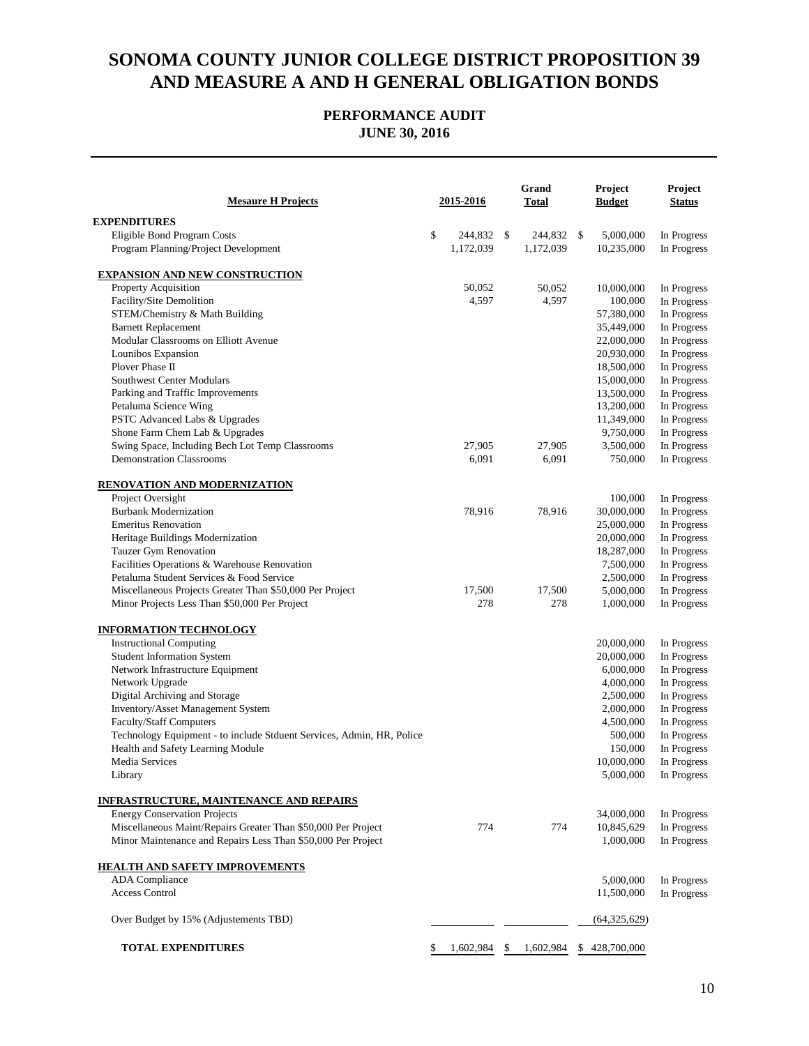# SONOMA COUNTY JUNIOR COLLEGE DISTRICT PROPOSITION 39 AND MEASURE A AND H GENERAL OBLIGATION BONDS

## PERFORMANCE AUDIT
## JUNE 30, 2016

| Mesaure H Projects | 2015-2016 | Grand Total | Project Budget | Project Status |
|---|---|---|---|---|
| **EXPENDITURES** | | | | |
| Eligible Bond Program Costs | $ 244,832 | $ 244,832 | $ 5,000,000 | In Progress |
| Program Planning/Project Development | 1,172,039 | 1,172,039 | 10,235,000 | In Progress |
| **EXPANSION AND NEW CONSTRUCTION** | | | | |
| Property Acquisition | 50,052 | 50,052 | 10,000,000 | In Progress |
| Facility/Site Demolition | 4,597 | 4,597 | 100,000 | In Progress |
| STEM/Chemistry & Math Building | | | 57,380,000 | In Progress |
| Barnett Replacement | | | 35,449,000 | In Progress |
| Modular Classrooms on Elliott Avenue | | | 22,000,000 | In Progress |
| Lounibos Expansion | | | 20,930,000 | In Progress |
| Plover Phase II | | | 18,500,000 | In Progress |
| Southwest Center Modulars | | | 15,000,000 | In Progress |
| Parking and Traffic Improvements | | | 13,500,000 | In Progress |
| Petaluma Science Wing | | | 13,200,000 | In Progress |
| PSTC Advanced Labs & Upgrades | | | 11,349,000 | In Progress |
| Shone Farm Chem Lab & Upgrades | | | 9,750,000 | In Progress |
| Swing Space, Including Bech Lot Temp Classrooms | 27,905 | 27,905 | 3,500,000 | In Progress |
| Demonstration Classrooms | 6,091 | 6,091 | 750,000 | In Progress |
| **RENOVATION AND MODERNIZATION** | | | | |
| Project Oversight | | | 100,000 | In Progress |
| Burbank Modernization | 78,916 | 78,916 | 30,000,000 | In Progress |
| Emeritus Renovation | | | 25,000,000 | In Progress |
| Heritage Buildings Modernization | | | 20,000,000 | In Progress |
| Tauzer Gym Renovation | | | 18,287,000 | In Progress |
| Facilities Operations & Warehouse Renovation | | | 7,500,000 | In Progress |
| Petaluma Student Services & Food Service | | | 2,500,000 | In Progress |
| Miscellaneous Projects Greater Than $50,000 Per Project | 17,500 | 17,500 | 5,000,000 | In Progress |
| Minor Projects Less Than $50,000 Per Project | 278 | 278 | 1,000,000 | In Progress |
| **INFORMATION TECHNOLOGY** | | | | |
| Instructional Computing | | | 20,000,000 | In Progress |
| Student Information System | | | 20,000,000 | In Progress |
| Network Infrastructure Equipment | | | 6,000,000 | In Progress |
| Network Upgrade | | | 4,000,000 | In Progress |
| Digital Archiving and Storage | | | 2,500,000 | In Progress |
| Inventory/Asset Management System | | | 2,000,000 | In Progress |
| Faculty/Staff Computers | | | 4,500,000 | In Progress |
| Technology Equipment - to include Stduent Services, Admin, HR, Police | | | 500,000 | In Progress |
| Health and Safety Learning Module | | | 150,000 | In Progress |
| Media Services | | | 10,000,000 | In Progress |
| Library | | | 5,000,000 | In Progress |
| **INFRASTRUCTURE, MAINTENANCE AND REPAIRS** | | | | |
| Energy Conservation Projects | | | 34,000,000 | In Progress |
| Miscellaneous Maint/Repairs Greater Than $50,000 Per Project | 774 | 774 | 10,845,629 | In Progress |
| Minor Maintenance and Repairs Less Than $50,000 Per Project | | | 1,000,000 | In Progress |
| **HEALTH AND SAFETY IMPROVEMENTS** | | | | |
| ADA Compliance | | | 5,000,000 | In Progress |
| Access Control | | | 11,500,000 | In Progress |
| Over Budget by 15% (Adjustements TBD) | | | (64,325,629) | |
| **TOTAL EXPENDITURES** | $ 1,602,984 | $ 1,602,984 | $ 428,700,000 | |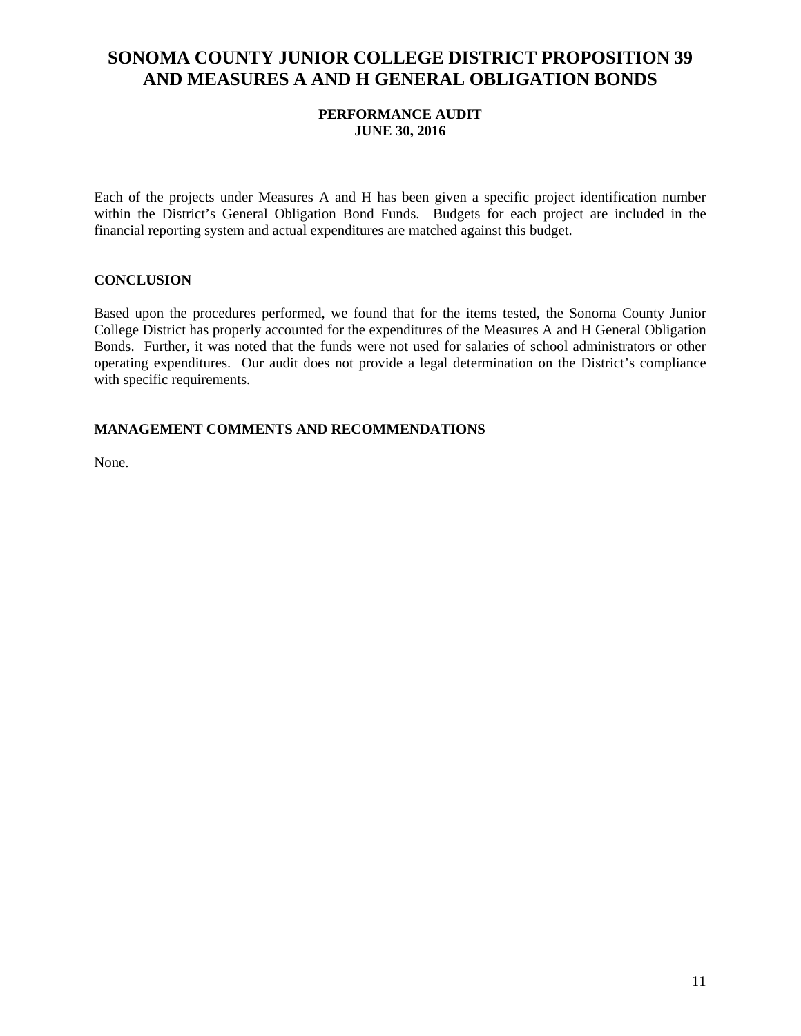Each of the projects under Measures A and H has been given a specific project identification number within the District's General Obligation Bond Funds. Budgets for each project are included in the financial reporting system and actual expenditures are matched against this budget.

## CONCLUSION

Based upon the procedures performed, we found that for the items tested, the Sonoma County Junior College District has properly accounted for the expenditures of the Measures A and H General Obligation Bonds. Further, it was noted that the funds were not used for salaries of school administrators or other operating expenditures. Our audit does not provide a legal determination on the District's compliance with specific requirements.

## MANAGEMENT COMMENTS AND RECOMMENDATIONS

None.